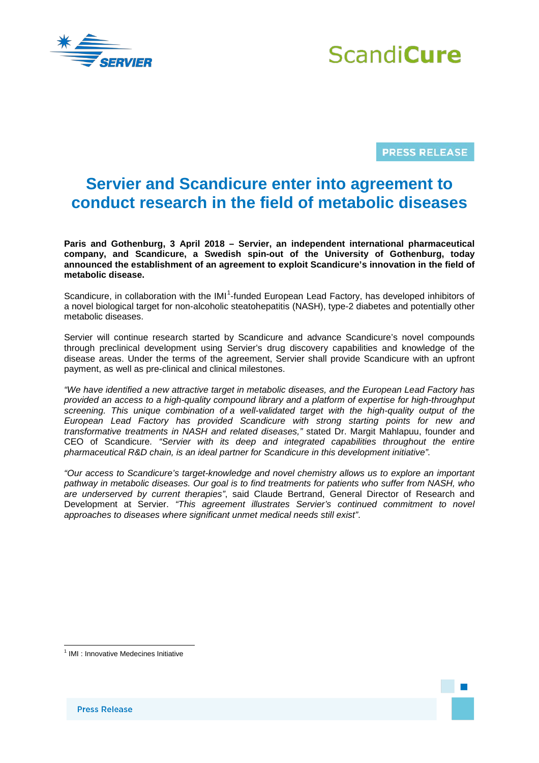PRESS RELEASE

# Servier and Scandicure enter into agreement to conduct research in the field of metabolic diseases

**Paris and Gothenburg, 3 April 2018 – Servier, an independent international pharmaceutical company, and Scandicure, a Swedish spin-out of the University of Gothenburg, today announced the establishment of an agreement to exploit Scandicure's innovation in the field of metabolic disease.**

Scandicure, in collaboration with the IMI[1]-funded European Lead Factory, has developed inhibitors of a novel biological target for non-alcoholic steatohepatitis (NASH), type-2 diabetes and potentially other metabolic diseases.

Servier will continue research started by Scandicure and advance Scandicure's novel compounds through preclinical development using Servier's drug discovery capabilities and knowledge of the disease areas. Under the terms of the agreement, Servier shall provide Scandicure with an upfront payment, as well as pre-clinical and clinical milestones.

*"We have identified a new attractive target in metabolic diseases, and the European Lead Factory has provided an access to a high-quality compound library and a platform of expertise for high-throughput screening. This unique combination of a well-validated target with the high-quality output of the European Lead Factory has provided Scandicure with strong starting points for new and transformative treatments in NASH and related diseases,"* stated Dr. Margit Mahlapuu, founder and CEO of Scandicure. *"Servier with its deep and integrated capabilities throughout the entire pharmaceutical R&D chain, is an ideal partner for Scandicure in this development initiative".*

*"Our access to Scandicure's target-knowledge and novel chemistry allows us to explore an important pathway in metabolic diseases. Our goal is to find treatments for patients who suffer from NASH, who are underserved by current therapies"*, said Claude Bertrand, General Director of Research and Development at Servier. *"This agreement illustrates Servier's continued commitment to novel approaches to diseases where significant unmet medical needs still exist"*.

[1] IMI : Innovative Medecines Initiative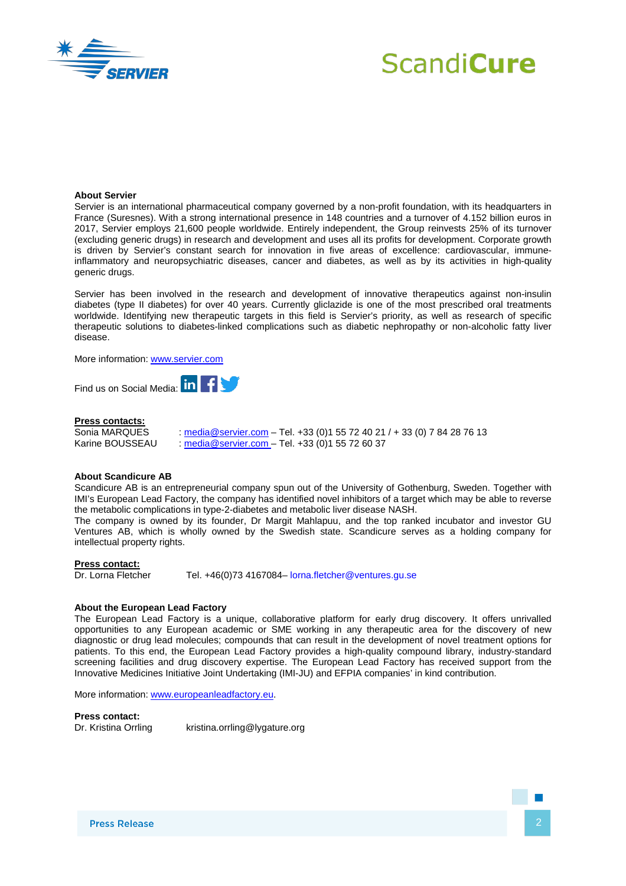**About Servier**

Servier is an international pharmaceutical company governed by a non-profit foundation, with its headquarters in France (Suresnes). With a strong international presence in 148 countries and a turnover of 4.152 billion euros in 2017, Servier employs 21,600 people worldwide. Entirely independent, the Group reinvests 25% of its turnover (excluding generic drugs) in research and development and uses all its profits for development. Corporate growth is driven by Servier's constant search for innovation in five areas of excellence: cardiovascular, immune-inflammatory and neuropsychiatric diseases, cancer and diabetes, as well as by its activities in high-quality generic drugs.

Servier has been involved in the research and development of innovative therapeutics against non-insulin diabetes (type II diabetes) for over 40 years. Currently gliclazide is one of the most prescribed oral treatments worldwide. Identifying new therapeutic targets in this field is Servier's priority, as well as research of specific therapeutic solutions to diabetes-linked complications such as diabetic nephropathy or non-alcoholic fatty liver disease.

More information: www.servier.com

Find us on Social Media:

**Press contacts:**

Sonia MARQUES : media@servier.com – Tel. +33 (0)1 55 72 40 21 / + 33 (0) 7 84 28 76 13
Karine BOUSSEAU : media@servier.com – Tel. +33 (0)1 55 72 60 37

**About Scandicure AB**

Scandicure AB is an entrepreneurial company spun out of the University of Gothenburg, Sweden. Together with IMI's European Lead Factory, the company has identified novel inhibitors of a target which may be able to reverse the metabolic complications in type-2-diabetes and metabolic liver disease NASH.
The company is owned by its founder, Dr Margit Mahlapuu, and the top ranked incubator and investor GU Ventures AB, which is wholly owned by the Swedish state. Scandicure serves as a holding company for intellectual property rights.

**Press contact:**

Dr. Lorna Fletcher Tel. +46(0)73 4167084– lorna.fletcher@ventures.gu.se

**About the European Lead Factory**

The European Lead Factory is a unique, collaborative platform for early drug discovery. It offers unrivalled opportunities to any European academic or SME working in any therapeutic area for the discovery of new diagnostic or drug lead molecules; compounds that can result in the development of novel treatment options for patients. To this end, the European Lead Factory provides a high-quality compound library, industry-standard screening facilities and drug discovery expertise. The European Lead Factory has received support from the Innovative Medicines Initiative Joint Undertaking (IMI-JU) and EFPIA companies' in kind contribution.

More information: www.europeanleadfactory.eu.

**Press contact:**

Dr. Kristina Orrling kristina.orrling@lygature.org